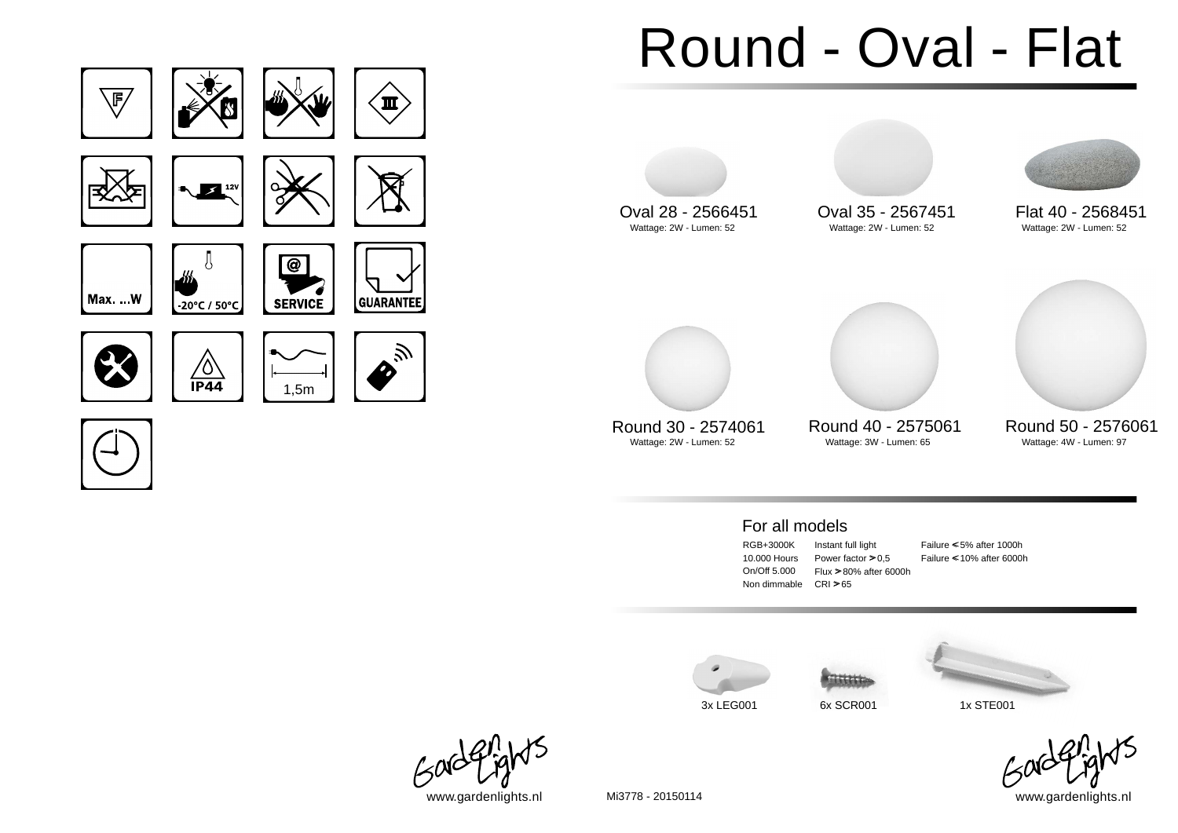# Round - Oval - Flat

Max. ...W

-20°C / 50°C

SERVICE

GUARANTEE

IP44

1,5m

12V

**Oval 28 - 2566451**
Wattage: 2W - Lumen: 52

**Oval 35 - 2567451**
Wattage: 2W - Lumen: 52

**Flat 40 - 2568451**
Wattage: 2W - Lumen: 52

**Round 30 - 2574061**
Wattage: 2W - Lumen: 52

**Round 40 - 2575061**
Wattage: 3W - Lumen: 65

**Round 50 - 2576061**
Wattage: 4W - Lumen: 97

## For all models

| | | |
|---|---|---|
| RGB+3000K | Instant full light | Failure < 5% after 1000h |
| 10.000 Hours | Power factor > 0,5 | Failure < 10% after 6000h |
| On/Off 5.000 | Flux > 80% after 6000h | |
| Non dimmable | CRI > 65 | |

3x LEG001 &nbsp;&nbsp; 6x SCR001 &nbsp;&nbsp; 1x STE001

GardenLights

www.gardenlights.nl

Mi3778 - 20150114

GardenLights

www.gardenlights.nl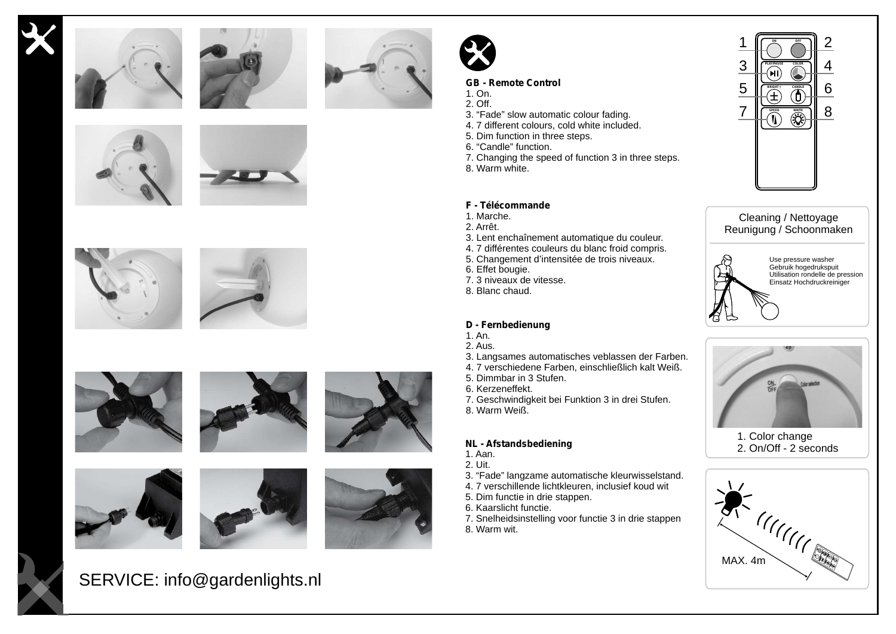## GB - Remote Control

1. On.
2. Off.
3. “Fade” slow automatic colour fading.
4. 7 different colours, cold white included.
5. Dim function in three steps.
6. “Candle” function.
7. Changing the speed of function 3 in three steps.
8. Warm white.

## F - Télécommande

1. Marche.
2. Arrêt.
3. Lent enchaînement automatique du couleur.
4. 7 différentes couleurs du blanc froid compris.
5. Changement d’intensitée de trois niveaux.
6. Effet bougie.
7. 3 niveaux de vitesse.
8. Blanc chaud.

## D - Fernbedienung

1. An.
2. Aus.
3. Langsames automatisches veblassen der Farben.
4. 7 verschiedene Farben, einschließlich kalt Weiß.
5. Dimmbar in 3 Stufen.
6. Kerzeneffekt.
7. Geschwindigkeit bei Funktion 3 in drei Stufen.
8. Warm Weiß.

## NL - Afstandsbediening

1. Aan.
2. Uit.
3. “Fade” langzame automatische kleurwisselstand.
4. 7 verschillende lichtkleuren, inclusief koud wit
5. Dim functie in drie stappen.
6. Kaarslicht functie.
7. Snelheidsinstelling voor functie 3 in drie stappen
8. Warm wit.

1 ON
2 OFF
3 PLAY/PAUSE
4 COLOR
5 BRIGHT
6 CANDLE
7 SPEED
8 WHITE

Cleaning / Nettoyage
Reunigung / Schoonmaken

Use pressure washer
Gebruik hogedrukspuit
Utilisation rondelle de pression
Einsatz Hochdruckreiniger

ON
OFF
Color selection

1. Color change
2. On/Off - 2 seconds

MAX. 4m

SERVICE: info@gardenlights.nl